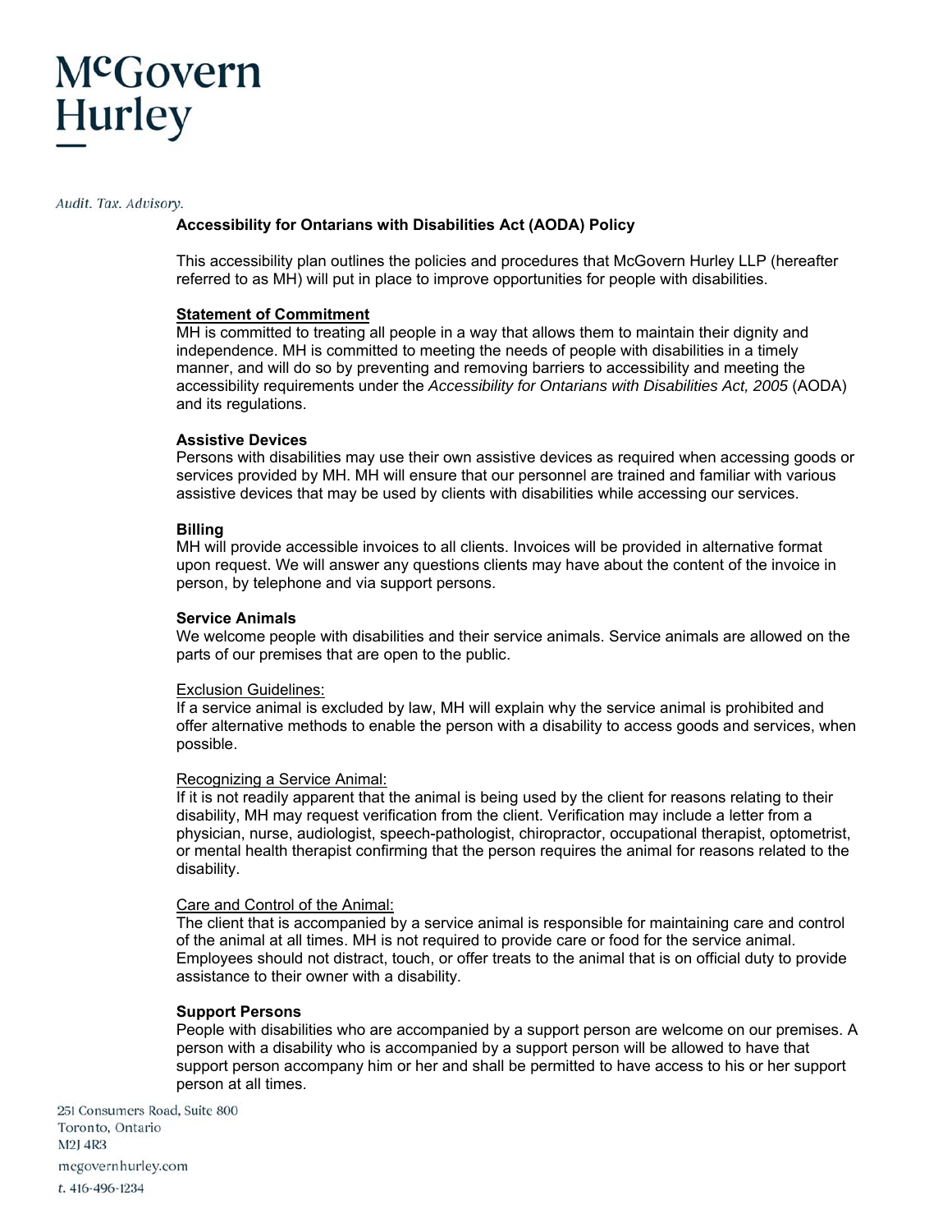McGovern Hurley

*Audit. Tax. Advisory.*

# Accessibility for Ontarians with Disabilities Act (AODA) Policy

This accessibility plan outlines the policies and procedures that McGovern Hurley LLP (hereafter referred to as MH) will put in place to improve opportunities for people with disabilities.

## Statement of Commitment

MH is committed to treating all people in a way that allows them to maintain their dignity and independence. MH is committed to meeting the needs of people with disabilities in a timely manner, and will do so by preventing and removing barriers to accessibility and meeting the accessibility requirements under the *Accessibility for Ontarians with Disabilities Act, 2005* (AODA) and its regulations.

### Assistive Devices

Persons with disabilities may use their own assistive devices as required when accessing goods or services provided by MH. MH will ensure that our personnel are trained and familiar with various assistive devices that may be used by clients with disabilities while accessing our services.

### Billing

MH will provide accessible invoices to all clients. Invoices will be provided in alternative format upon request. We will answer any questions clients may have about the content of the invoice in person, by telephone and via support persons.

### Service Animals

We welcome people with disabilities and their service animals. Service animals are allowed on the parts of our premises that are open to the public.

Exclusion Guidelines:

If a service animal is excluded by law, MH will explain why the service animal is prohibited and offer alternative methods to enable the person with a disability to access goods and services, when possible.

Recognizing a Service Animal:

If it is not readily apparent that the animal is being used by the client for reasons relating to their disability, MH may request verification from the client. Verification may include a letter from a physician, nurse, audiologist, speech-pathologist, chiropractor, occupational therapist, optometrist, or mental health therapist confirming that the person requires the animal for reasons related to the disability.

Care and Control of the Animal:

The client that is accompanied by a service animal is responsible for maintaining care and control of the animal at all times. MH is not required to provide care or food for the service animal. Employees should not distract, touch, or offer treats to the animal that is on official duty to provide assistance to their owner with a disability.

### Support Persons

People with disabilities who are accompanied by a support person are welcome on our premises. A person with a disability who is accompanied by a support person will be allowed to have that support person accompany him or her and shall be permitted to have access to his or her support person at all times.

251 Consumers Road, Suite 800
Toronto, Ontario
M2J 4R3
mcgovernhurley.com
t. 416-496-1234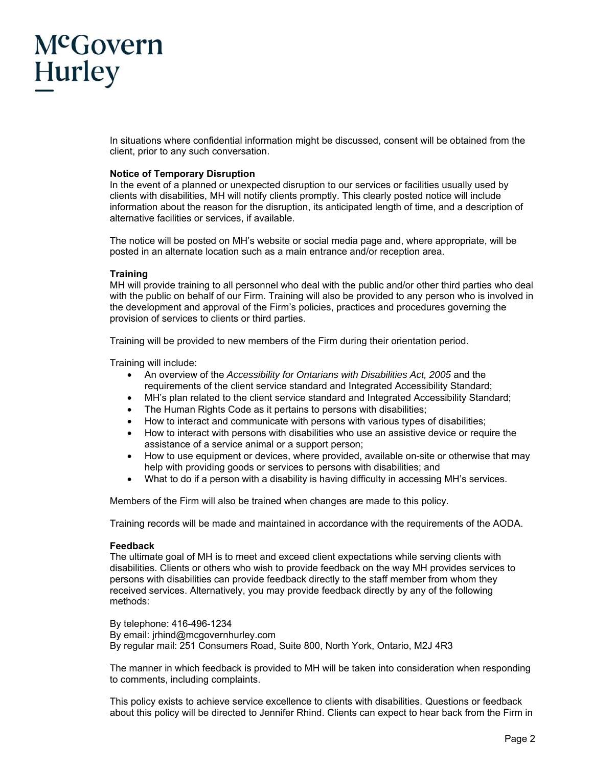In situations where confidential information might be discussed, consent will be obtained from the client, prior to any such conversation.

**Notice of Temporary Disruption**
In the event of a planned or unexpected disruption to our services or facilities usually used by clients with disabilities, MH will notify clients promptly. This clearly posted notice will include information about the reason for the disruption, its anticipated length of time, and a description of alternative facilities or services, if available.

The notice will be posted on MH's website or social media page and, where appropriate, will be posted in an alternate location such as a main entrance and/or reception area.

**Training**
MH will provide training to all personnel who deal with the public and/or other third parties who deal with the public on behalf of our Firm. Training will also be provided to any person who is involved in the development and approval of the Firm's policies, practices and procedures governing the provision of services to clients or third parties.

Training will be provided to new members of the Firm during their orientation period.

Training will include:

- An overview of the *Accessibility for Ontarians with Disabilities Act, 2005* and the requirements of the client service standard and Integrated Accessibility Standard;
- MH's plan related to the client service standard and Integrated Accessibility Standard;
- The Human Rights Code as it pertains to persons with disabilities;
- How to interact and communicate with persons with various types of disabilities;
- How to interact with persons with disabilities who use an assistive device or require the assistance of a service animal or a support person;
- How to use equipment or devices, where provided, available on-site or otherwise that may help with providing goods or services to persons with disabilities; and
- What to do if a person with a disability is having difficulty in accessing MH's services.

Members of the Firm will also be trained when changes are made to this policy.

Training records will be made and maintained in accordance with the requirements of the AODA.

**Feedback**
The ultimate goal of MH is to meet and exceed client expectations while serving clients with disabilities. Clients or others who wish to provide feedback on the way MH provides services to persons with disabilities can provide feedback directly to the staff member from whom they received services. Alternatively, you may provide feedback directly by any of the following methods:

By telephone: 416-496-1234
By email: jrhind@mcgovernhurley.com
By regular mail: 251 Consumers Road, Suite 800, North York, Ontario, M2J 4R3

The manner in which feedback is provided to MH will be taken into consideration when responding to comments, including complaints.

This policy exists to achieve service excellence to clients with disabilities. Questions or feedback about this policy will be directed to Jennifer Rhind. Clients can expect to hear back from the Firm in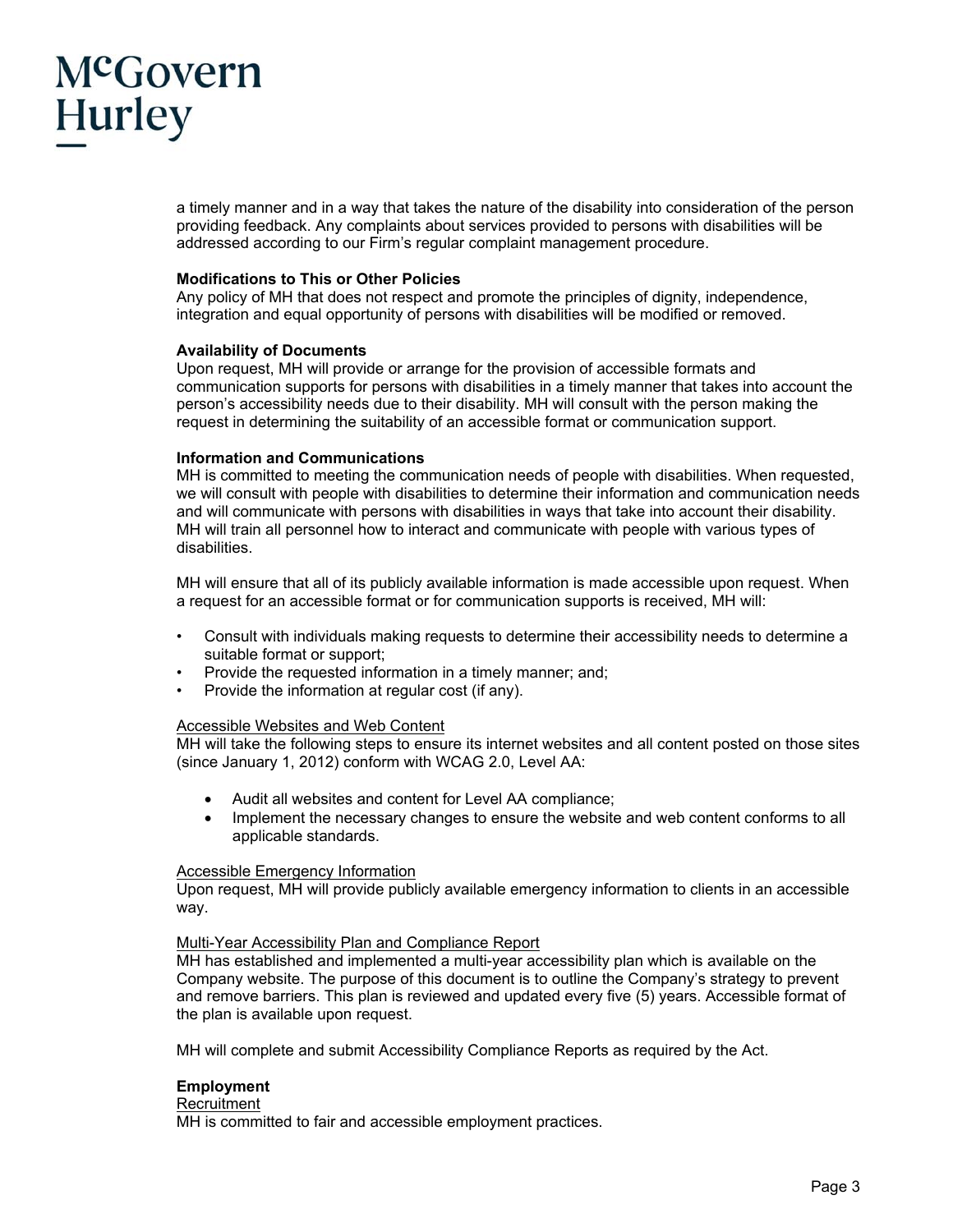a timely manner and in a way that takes the nature of the disability into consideration of the person providing feedback. Any complaints about services provided to persons with disabilities will be addressed according to our Firm's regular complaint management procedure.

**Modifications to This or Other Policies**
Any policy of MH that does not respect and promote the principles of dignity, independence, integration and equal opportunity of persons with disabilities will be modified or removed.

**Availability of Documents**
Upon request, MH will provide or arrange for the provision of accessible formats and communication supports for persons with disabilities in a timely manner that takes into account the person's accessibility needs due to their disability. MH will consult with the person making the request in determining the suitability of an accessible format or communication support.

**Information and Communications**
MH is committed to meeting the communication needs of people with disabilities. When requested, we will consult with people with disabilities to determine their information and communication needs and will communicate with persons with disabilities in ways that take into account their disability. MH will train all personnel how to interact and communicate with people with various types of disabilities.

MH will ensure that all of its publicly available information is made accessible upon request. When a request for an accessible format or for communication supports is received, MH will:

- Consult with individuals making requests to determine their accessibility needs to determine a suitable format or support;
- Provide the requested information in a timely manner; and;
- Provide the information at regular cost (if any).

<u>Accessible Websites and Web Content</u>
MH will take the following steps to ensure its internet websites and all content posted on those sites (since January 1, 2012) conform with WCAG 2.0, Level AA:

- Audit all websites and content for Level AA compliance;
- Implement the necessary changes to ensure the website and web content conforms to all applicable standards.

<u>Accessible Emergency Information</u>
Upon request, MH will provide publicly available emergency information to clients in an accessible way.

<u>Multi-Year Accessibility Plan and Compliance Report</u>
MH has established and implemented a multi-year accessibility plan which is available on the Company website. The purpose of this document is to outline the Company's strategy to prevent and remove barriers. This plan is reviewed and updated every five (5) years. Accessible format of the plan is available upon request.

MH will complete and submit Accessibility Compliance Reports as required by the Act.

**Employment**
<u>Recruitment</u>
MH is committed to fair and accessible employment practices.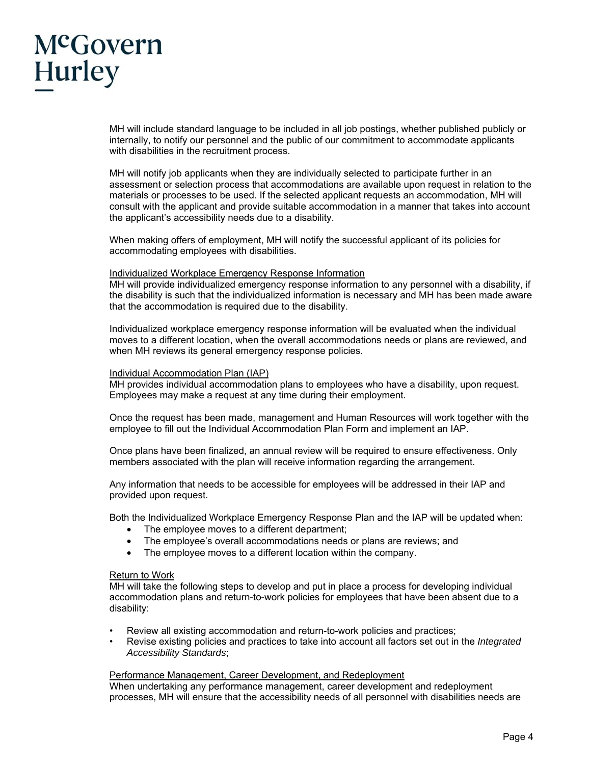MH will include standard language to be included in all job postings, whether published publicly or internally, to notify our personnel and the public of our commitment to accommodate applicants with disabilities in the recruitment process.

MH will notify job applicants when they are individually selected to participate further in an assessment or selection process that accommodations are available upon request in relation to the materials or processes to be used. If the selected applicant requests an accommodation, MH will consult with the applicant and provide suitable accommodation in a manner that takes into account the applicant's accessibility needs due to a disability.

When making offers of employment, MH will notify the successful applicant of its policies for accommodating employees with disabilities.

<u>Individualized Workplace Emergency Response Information</u>

MH will provide individualized emergency response information to any personnel with a disability, if the disability is such that the individualized information is necessary and MH has been made aware that the accommodation is required due to the disability.

Individualized workplace emergency response information will be evaluated when the individual moves to a different location, when the overall accommodations needs or plans are reviewed, and when MH reviews its general emergency response policies.

<u>Individual Accommodation Plan (IAP)</u>

MH provides individual accommodation plans to employees who have a disability, upon request. Employees may make a request at any time during their employment.

Once the request has been made, management and Human Resources will work together with the employee to fill out the Individual Accommodation Plan Form and implement an IAP.

Once plans have been finalized, an annual review will be required to ensure effectiveness. Only members associated with the plan will receive information regarding the arrangement.

Any information that needs to be accessible for employees will be addressed in their IAP and provided upon request.

Both the Individualized Workplace Emergency Response Plan and the IAP will be updated when:

- The employee moves to a different department;
- The employee's overall accommodations needs or plans are reviews; and
- The employee moves to a different location within the company.

<u>Return to Work</u>

MH will take the following steps to develop and put in place a process for developing individual accommodation plans and return-to-work policies for employees that have been absent due to a disability:

- Review all existing accommodation and return-to-work policies and practices;
- Revise existing policies and practices to take into account all factors set out in the *Integrated Accessibility Standards*;

<u>Performance Management, Career Development, and Redeployment</u>

When undertaking any performance management, career development and redeployment processes, MH will ensure that the accessibility needs of all personnel with disabilities needs are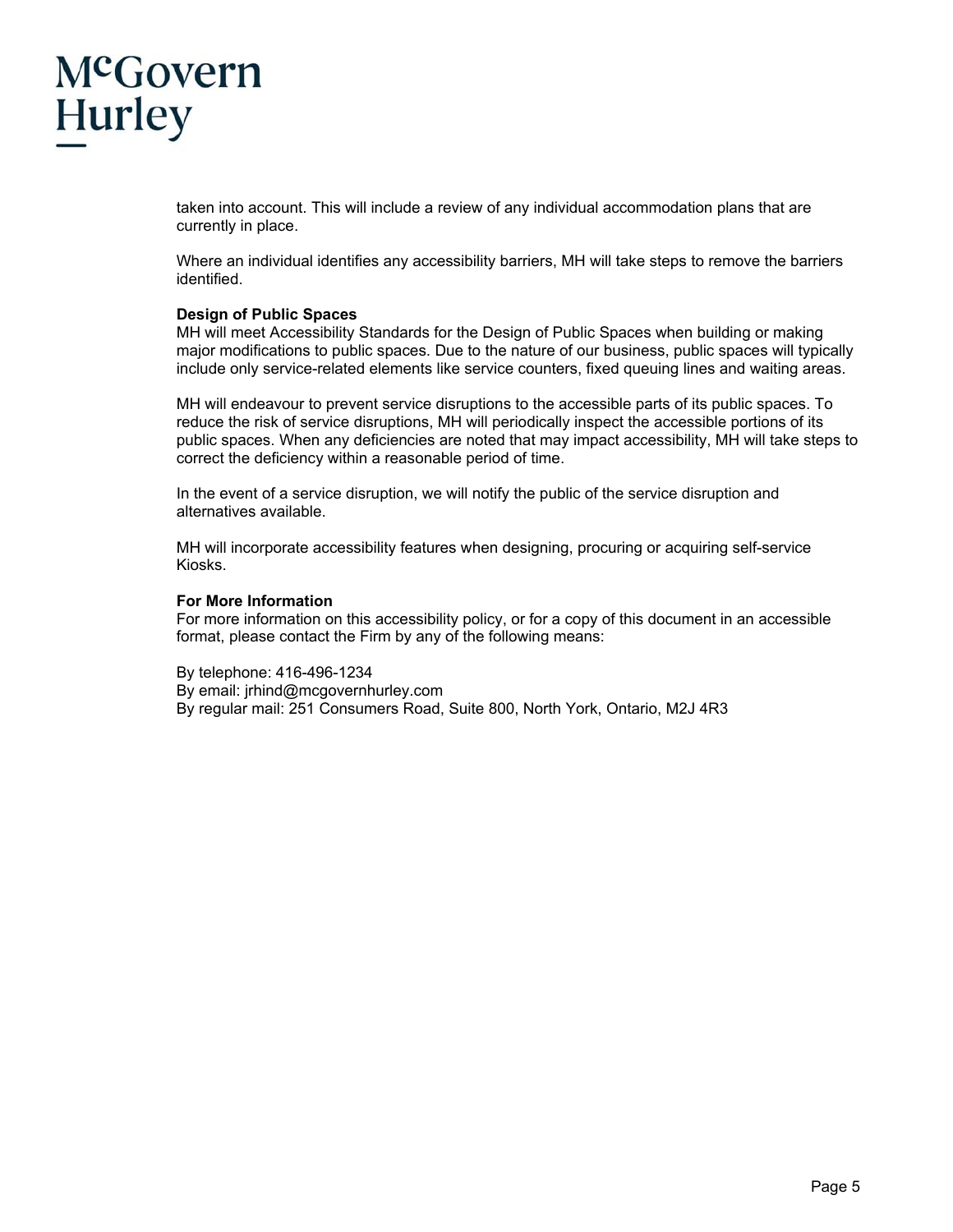taken into account. This will include a review of any individual accommodation plans that are currently in place.

Where an individual identifies any accessibility barriers, MH will take steps to remove the barriers identified.

**Design of Public Spaces**
MH will meet Accessibility Standards for the Design of Public Spaces when building or making major modifications to public spaces. Due to the nature of our business, public spaces will typically include only service-related elements like service counters, fixed queuing lines and waiting areas.

MH will endeavour to prevent service disruptions to the accessible parts of its public spaces. To reduce the risk of service disruptions, MH will periodically inspect the accessible portions of its public spaces. When any deficiencies are noted that may impact accessibility, MH will take steps to correct the deficiency within a reasonable period of time.

In the event of a service disruption, we will notify the public of the service disruption and alternatives available.

MH will incorporate accessibility features when designing, procuring or acquiring self-service Kiosks.

**For More Information**
For more information on this accessibility policy, or for a copy of this document in an accessible format, please contact the Firm by any of the following means:

By telephone: 416-496-1234
By email: jrhind@mcgovernhurley.com
By regular mail: 251 Consumers Road, Suite 800, North York, Ontario, M2J 4R3